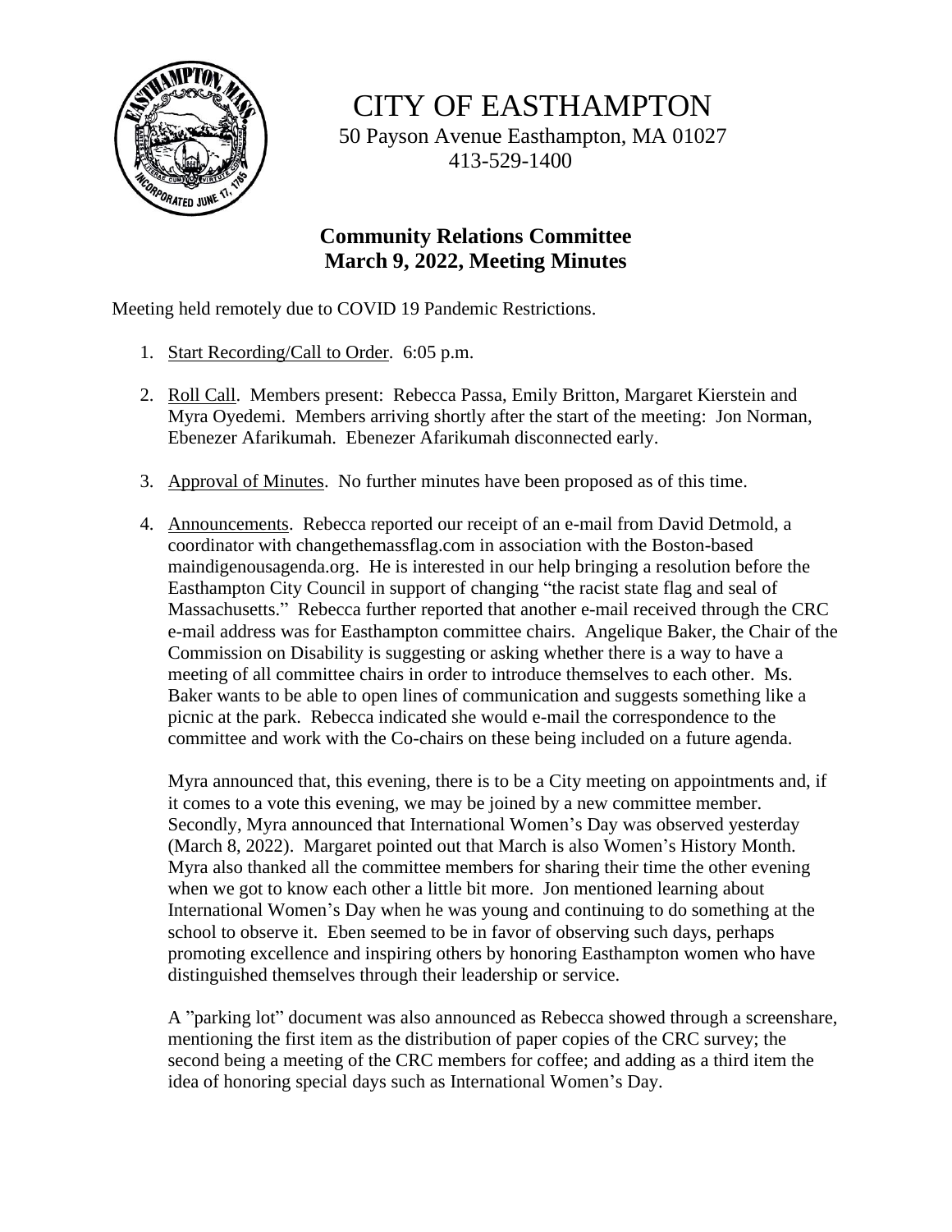# CITY OF EASTHAMPTON

50 Payson Avenue Easthampton, MA 01027
413-529-1400

## Community Relations Committee
## March 9, 2022, Meeting Minutes

Meeting held remotely due to COVID 19 Pandemic Restrictions.

1. Start Recording/Call to Order. 6:05 p.m.

2. Roll Call. Members present: Rebecca Passa, Emily Britton, Margaret Kierstein and Myra Oyedemi. Members arriving shortly after the start of the meeting: Jon Norman, Ebenezer Afarikumah. Ebenezer Afarikumah disconnected early.

3. Approval of Minutes. No further minutes have been proposed as of this time.

4. Announcements. Rebecca reported our receipt of an e-mail from David Detmold, a coordinator with changethemassflag.com in association with the Boston-based maindigenousagenda.org. He is interested in our help bringing a resolution before the Easthampton City Council in support of changing "the racist state flag and seal of Massachusetts." Rebecca further reported that another e-mail received through the CRC e-mail address was for Easthampton committee chairs. Angelique Baker, the Chair of the Commission on Disability is suggesting or asking whether there is a way to have a meeting of all committee chairs in order to introduce themselves to each other. Ms. Baker wants to be able to open lines of communication and suggests something like a picnic at the park. Rebecca indicated she would e-mail the correspondence to the committee and work with the Co-chairs on these being included on a future agenda.

   Myra announced that, this evening, there is to be a City meeting on appointments and, if it comes to a vote this evening, we may be joined by a new committee member. Secondly, Myra announced that International Women's Day was observed yesterday (March 8, 2022). Margaret pointed out that March is also Women's History Month. Myra also thanked all the committee members for sharing their time the other evening when we got to know each other a little bit more. Jon mentioned learning about International Women's Day when he was young and continuing to do something at the school to observe it. Eben seemed to be in favor of observing such days, perhaps promoting excellence and inspiring others by honoring Easthampton women who have distinguished themselves through their leadership or service.

   A "parking lot" document was also announced as Rebecca showed through a screenshare, mentioning the first item as the distribution of paper copies of the CRC survey; the second being a meeting of the CRC members for coffee; and adding as a third item the idea of honoring special days such as International Women's Day.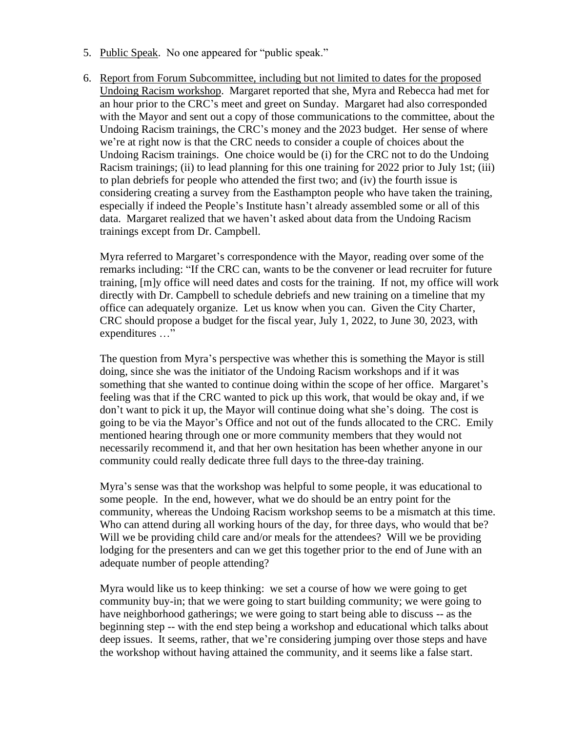5. <u>Public Speak</u>. No one appeared for "public speak."

6. <u>Report from Forum Subcommittee, including but not limited to dates for the proposed Undoing Racism workshop</u>. Margaret reported that she, Myra and Rebecca had met for an hour prior to the CRC's meet and greet on Sunday. Margaret had also corresponded with the Mayor and sent out a copy of those communications to the committee, about the Undoing Racism trainings, the CRC's money and the 2023 budget. Her sense of where we're at right now is that the CRC needs to consider a couple of choices about the Undoing Racism trainings. One choice would be (i) for the CRC not to do the Undoing Racism trainings; (ii) to lead planning for this one training for 2022 prior to July 1st; (iii) to plan debriefs for people who attended the first two; and (iv) the fourth issue is considering creating a survey from the Easthampton people who have taken the training, especially if indeed the People's Institute hasn't already assembled some or all of this data. Margaret realized that we haven't asked about data from the Undoing Racism trainings except from Dr. Campbell.

   Myra referred to Margaret's correspondence with the Mayor, reading over some of the remarks including: "If the CRC can, wants to be the convener or lead recruiter for future training, [m]y office will need dates and costs for the training. If not, my office will work directly with Dr. Campbell to schedule debriefs and new training on a timeline that my office can adequately organize. Let us know when you can. Given the City Charter, CRC should propose a budget for the fiscal year, July 1, 2022, to June 30, 2023, with expenditures …"

   The question from Myra's perspective was whether this is something the Mayor is still doing, since she was the initiator of the Undoing Racism workshops and if it was something that she wanted to continue doing within the scope of her office. Margaret's feeling was that if the CRC wanted to pick up this work, that would be okay and, if we don't want to pick it up, the Mayor will continue doing what she's doing. The cost is going to be via the Mayor's Office and not out of the funds allocated to the CRC. Emily mentioned hearing through one or more community members that they would not necessarily recommend it, and that her own hesitation has been whether anyone in our community could really dedicate three full days to the three-day training.

   Myra's sense was that the workshop was helpful to some people, it was educational to some people. In the end, however, what we do should be an entry point for the community, whereas the Undoing Racism workshop seems to be a mismatch at this time. Who can attend during all working hours of the day, for three days, who would that be? Will we be providing child care and/or meals for the attendees? Will we be providing lodging for the presenters and can we get this together prior to the end of June with an adequate number of people attending?

   Myra would like us to keep thinking: we set a course of how we were going to get community buy-in; that we were going to start building community; we were going to have neighborhood gatherings; we were going to start being able to discuss -- as the beginning step -- with the end step being a workshop and educational which talks about deep issues. It seems, rather, that we're considering jumping over those steps and have the workshop without having attained the community, and it seems like a false start.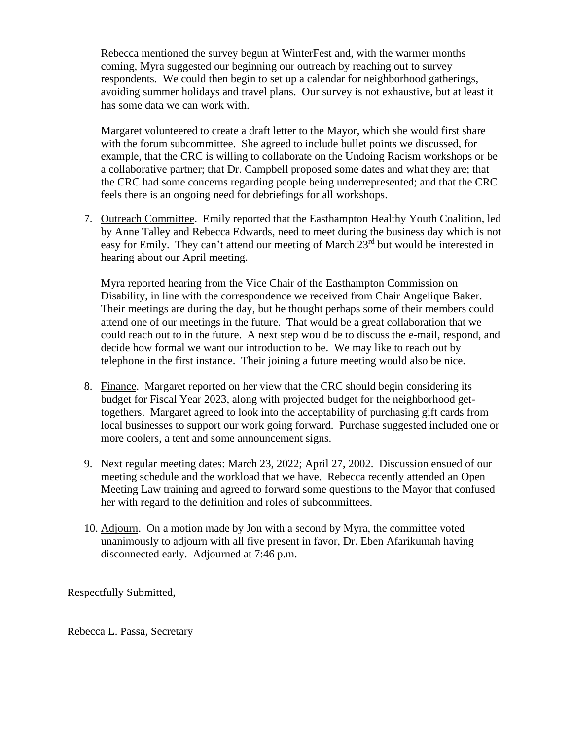Rebecca mentioned the survey begun at WinterFest and, with the warmer months coming, Myra suggested our beginning our outreach by reaching out to survey respondents. We could then begin to set up a calendar for neighborhood gatherings, avoiding summer holidays and travel plans. Our survey is not exhaustive, but at least it has some data we can work with.

Margaret volunteered to create a draft letter to the Mayor, which she would first share with the forum subcommittee. She agreed to include bullet points we discussed, for example, that the CRC is willing to collaborate on the Undoing Racism workshops or be a collaborative partner; that Dr. Campbell proposed some dates and what they are; that the CRC had some concerns regarding people being underrepresented; and that the CRC feels there is an ongoing need for debriefings for all workshops.

7. <u>Outreach Committee</u>. Emily reported that the Easthampton Healthy Youth Coalition, led by Anne Talley and Rebecca Edwards, need to meet during the business day which is not easy for Emily. They can't attend our meeting of March 23rd but would be interested in hearing about our April meeting.

   Myra reported hearing from the Vice Chair of the Easthampton Commission on Disability, in line with the correspondence we received from Chair Angelique Baker. Their meetings are during the day, but he thought perhaps some of their members could attend one of our meetings in the future. That would be a great collaboration that we could reach out to in the future. A next step would be to discuss the e-mail, respond, and decide how formal we want our introduction to be. We may like to reach out by telephone in the first instance. Their joining a future meeting would also be nice.

8. <u>Finance</u>. Margaret reported on her view that the CRC should begin considering its budget for Fiscal Year 2023, along with projected budget for the neighborhood get-togethers. Margaret agreed to look into the acceptability of purchasing gift cards from local businesses to support our work going forward. Purchase suggested included one or more coolers, a tent and some announcement signs.

9. <u>Next regular meeting dates: March 23, 2022; April 27, 2002</u>. Discussion ensued of our meeting schedule and the workload that we have. Rebecca recently attended an Open Meeting Law training and agreed to forward some questions to the Mayor that confused her with regard to the definition and roles of subcommittees.

10. <u>Adjourn</u>. On a motion made by Jon with a second by Myra, the committee voted unanimously to adjourn with all five present in favor, Dr. Eben Afarikumah having disconnected early. Adjourned at 7:46 p.m.

Respectfully Submitted,

Rebecca L. Passa, Secretary